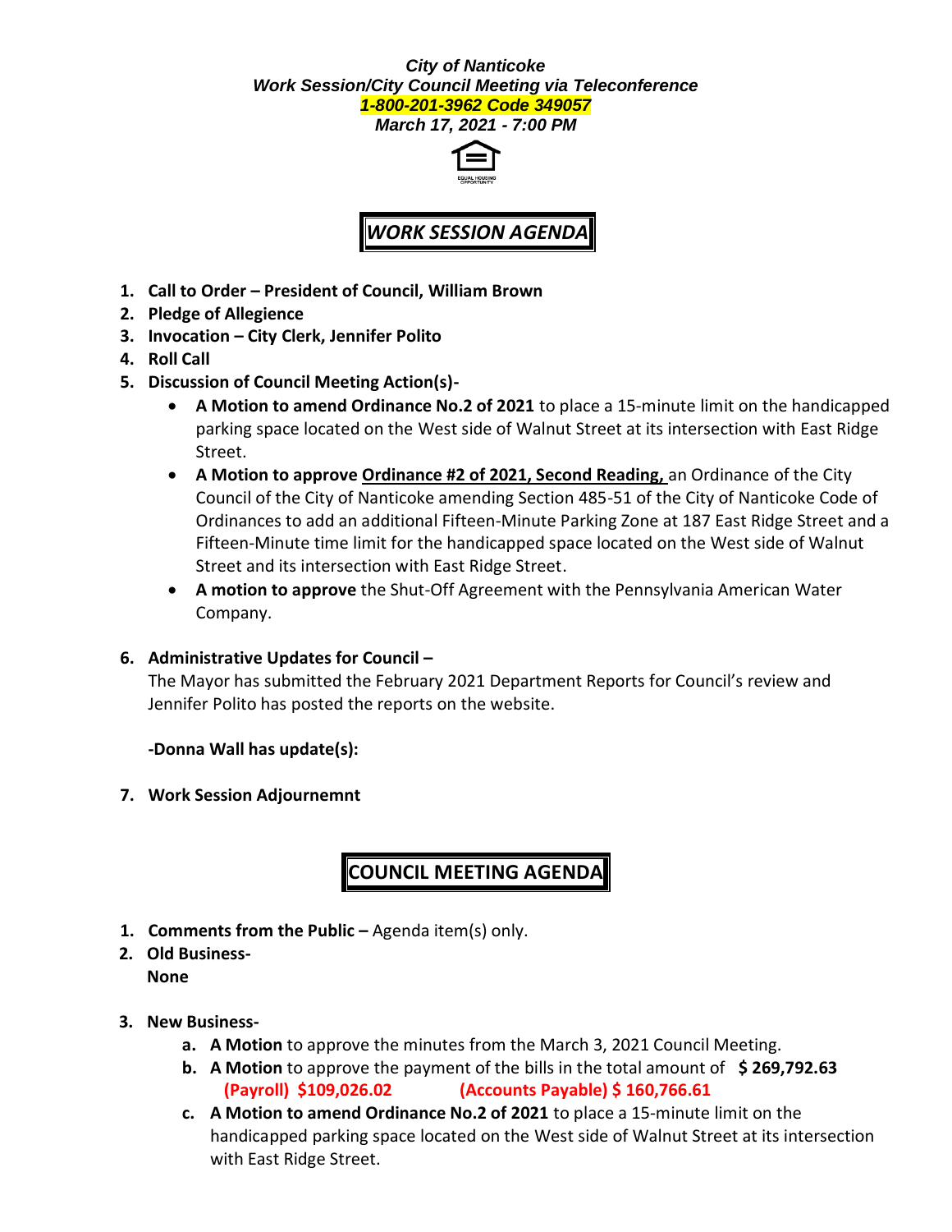***City of Nanticoke***
***Work Session/City Council Meeting via Teleconference***
***1-800-201-3962 Code 349057***
***March 17, 2021 - 7:00 PM***

EQUAL HOUSING OPPORTUNITY

## *WORK SESSION AGENDA*

1. **Call to Order – President of Council, William Brown**
2. **Pledge of Allegience**
3. **Invocation – City Clerk, Jennifer Polito**
4. **Roll Call**
5. **Discussion of Council Meeting Action(s)-**
   - **A Motion to amend Ordinance No.2 of 2021** to place a 15-minute limit on the handicapped parking space located on the West side of Walnut Street at its intersection with East Ridge Street.
   - **A Motion to approve** **<u>Ordinance #2 of 2021, Second Reading,</u>** an Ordinance of the City Council of the City of Nanticoke amending Section 485-51 of the City of Nanticoke Code of Ordinances to add an additional Fifteen-Minute Parking Zone at 187 East Ridge Street and a Fifteen-Minute time limit for the handicapped space located on the West side of Walnut Street and its intersection with East Ridge Street.
   - **A motion to approve** the Shut-Off Agreement with the Pennsylvania American Water Company.
6. **Administrative Updates for Council –**

   The Mayor has submitted the February 2021 Department Reports for Council's review and Jennifer Polito has posted the reports on the website.

   **-Donna Wall has update(s):**

7. **Work Session Adjournemnt**

## COUNCIL MEETING AGENDA

1. **Comments from the Public –** Agenda item(s) only.
2. **Old Business-**

   **None**

3. **New Business-**
   a. **A Motion** to approve the minutes from the March 3, 2021 Council Meeting.
   b. **A Motion** to approve the payment of the bills in the total amount of **$ 269,792.63**
      **(Payroll) $109,026.02** **(Accounts Payable) $ 160,766.61**
   c. **A Motion to amend Ordinance No.2 of 2021** to place a 15-minute limit on the handicapped parking space located on the West side of Walnut Street at its intersection with East Ridge Street.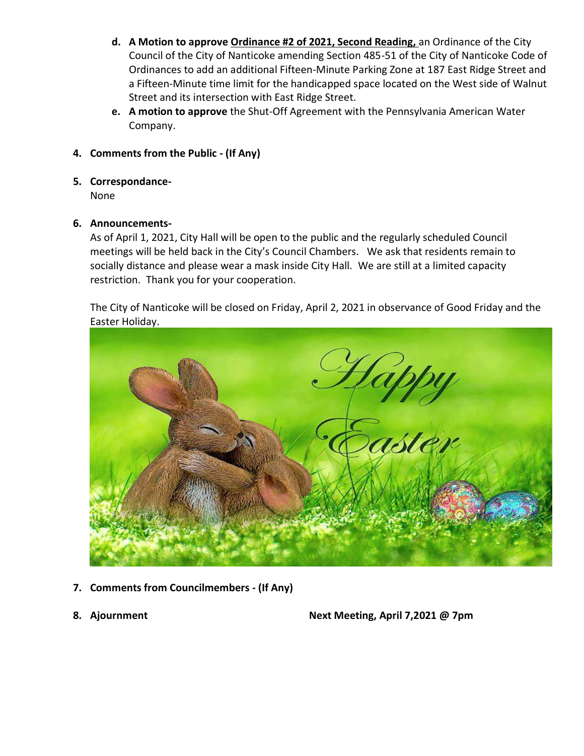- **d. A Motion to approve Ordinance #2 of 2021, Second Reading,** an Ordinance of the City Council of the City of Nanticoke amending Section 485-51 of the City of Nanticoke Code of Ordinances to add an additional Fifteen-Minute Parking Zone at 187 East Ridge Street and a Fifteen-Minute time limit for the handicapped space located on the West side of Walnut Street and its intersection with East Ridge Street.
- **e. A motion to approve** the Shut-Off Agreement with the Pennsylvania American Water Company.

**4. Comments from the Public - (If Any)**

**5. Correspondance-**
None

**6. Announcements-**
As of April 1, 2021, City Hall will be open to the public and the regularly scheduled Council meetings will be held back in the City's Council Chambers. We ask that residents remain to socially distance and please wear a mask inside City Hall. We are still at a limited capacity restriction. Thank you for your cooperation.

The City of Nanticoke will be closed on Friday, April 2, 2021 in observance of Good Friday and the Easter Holiday.

**7. Comments from Councilmembers - (If Any)**

**8. Ajournment** **Next Meeting, April 7,2021 @ 7pm**